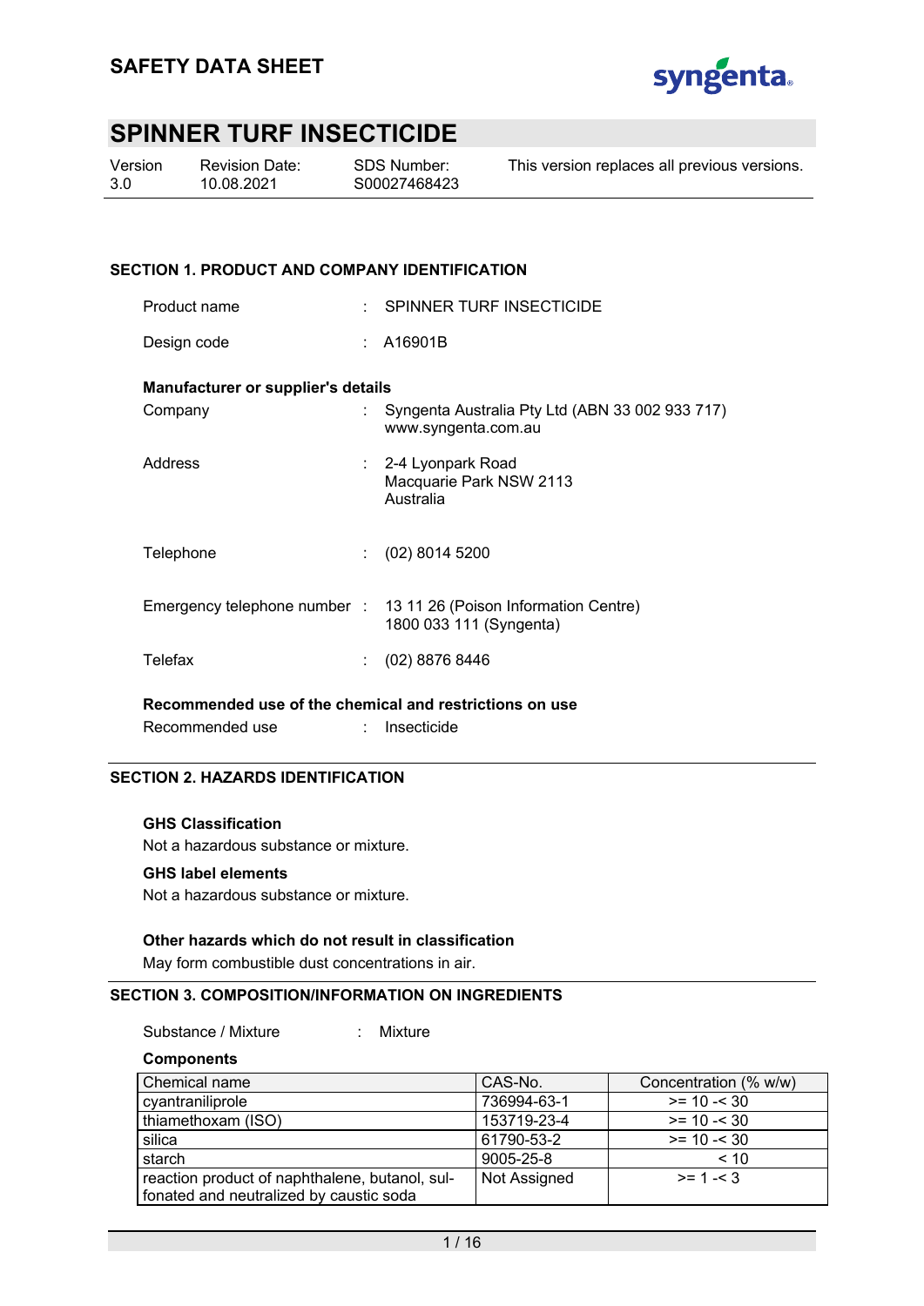# SAFETY DATA SHEET

# SPINNER TURF INSECTICIDE

| Version | Revision Date: | SDS Number: | This version replaces all previous versions. |
|---|---|---|---|
| 3.0 | 10.08.2021 | S00027468423 | |

## SECTION 1. PRODUCT AND COMPANY IDENTIFICATION

Product name : SPINNER TURF INSECTICIDE

Design code : A16901B

**Manufacturer or supplier's details**

Company : Syngenta Australia Pty Ltd (ABN 33 002 933 717)
www.syngenta.com.au

Address : 2-4 Lyonpark Road
Macquarie Park NSW 2113
Australia

Telephone : (02) 8014 5200

Emergency telephone number : 13 11 26 (Poison Information Centre)
1800 033 111 (Syngenta)

Telefax : (02) 8876 8446

**Recommended use of the chemical and restrictions on use**

Recommended use : Insecticide

## SECTION 2. HAZARDS IDENTIFICATION

**GHS Classification**

Not a hazardous substance or mixture.

**GHS label elements**

Not a hazardous substance or mixture.

**Other hazards which do not result in classification**

May form combustible dust concentrations in air.

## SECTION 3. COMPOSITION/INFORMATION ON INGREDIENTS

Substance / Mixture : Mixture

**Components**

| Chemical name | CAS-No. | Concentration (% w/w) |
|---|---|---|
| cyantraniliprole | 736994-63-1 | >= 10 -< 30 |
| thiamethoxam (ISO) | 153719-23-4 | >= 10 -< 30 |
| silica | 61790-53-2 | >= 10 -< 30 |
| starch | 9005-25-8 | < 10 |
| reaction product of naphthalene, butanol, sulfonated and neutralized by caustic soda | Not Assigned | >= 1 -< 3 |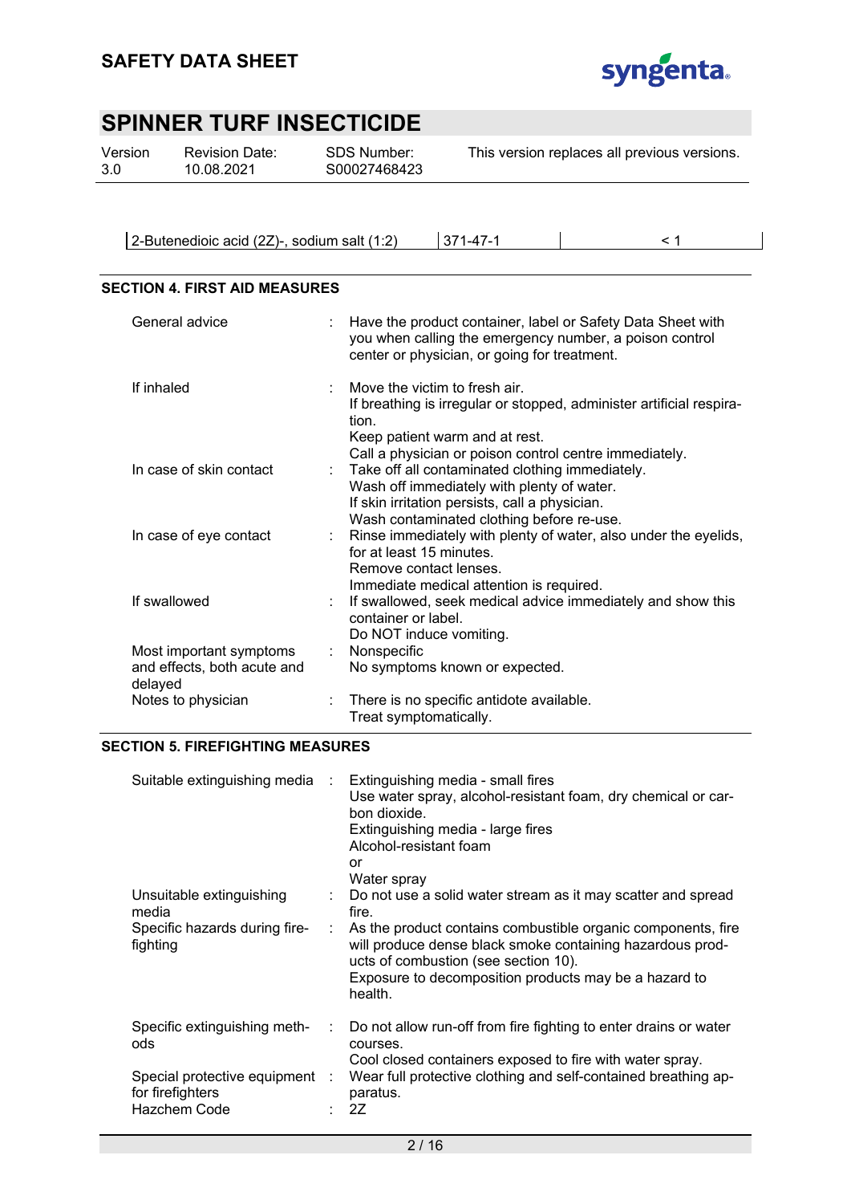| 2-Butenedioic acid (2Z)-, sodium salt (1:2) | 371-47-1 | | < 1 |
|---|---|---|---|

## SECTION 4. FIRST AID MEASURES

| | |
|---|---|
| General advice | : Have the product container, label or Safety Data Sheet with you when calling the emergency number, a poison control center or physician, or going for treatment. |
| If inhaled | : Move the victim to fresh air.<br>If breathing is irregular or stopped, administer artificial respiration.<br>Keep patient warm and at rest.<br>Call a physician or poison control centre immediately. |
| In case of skin contact | : Take off all contaminated clothing immediately.<br>Wash off immediately with plenty of water.<br>If skin irritation persists, call a physician.<br>Wash contaminated clothing before re-use. |
| In case of eye contact | : Rinse immediately with plenty of water, also under the eyelids, for at least 15 minutes.<br>Remove contact lenses.<br>Immediate medical attention is required. |
| If swallowed | : If swallowed, seek medical advice immediately and show this container or label.<br>Do NOT induce vomiting. |
| Most important symptoms and effects, both acute and delayed | : Nonspecific<br>No symptoms known or expected. |
| Notes to physician | : There is no specific antidote available.<br>Treat symptomatically. |

## SECTION 5. FIREFIGHTING MEASURES

| | |
|---|---|
| Suitable extinguishing media | : Extinguishing media - small fires<br>Use water spray, alcohol-resistant foam, dry chemical or carbon dioxide.<br>Extinguishing media - large fires<br>Alcohol-resistant foam<br>or<br>Water spray |
| Unsuitable extinguishing media | : Do not use a solid water stream as it may scatter and spread fire. |
| Specific hazards during firefighting | : As the product contains combustible organic components, fire will produce dense black smoke containing hazardous products of combustion (see section 10).<br>Exposure to decomposition products may be a hazard to health. |
| Specific extinguishing methods | : Do not allow run-off from fire fighting to enter drains or water courses.<br>Cool closed containers exposed to fire with water spray. |
| Special protective equipment for firefighters | : Wear full protective clothing and self-contained breathing apparatus. |
| Hazchem Code | : 2Z |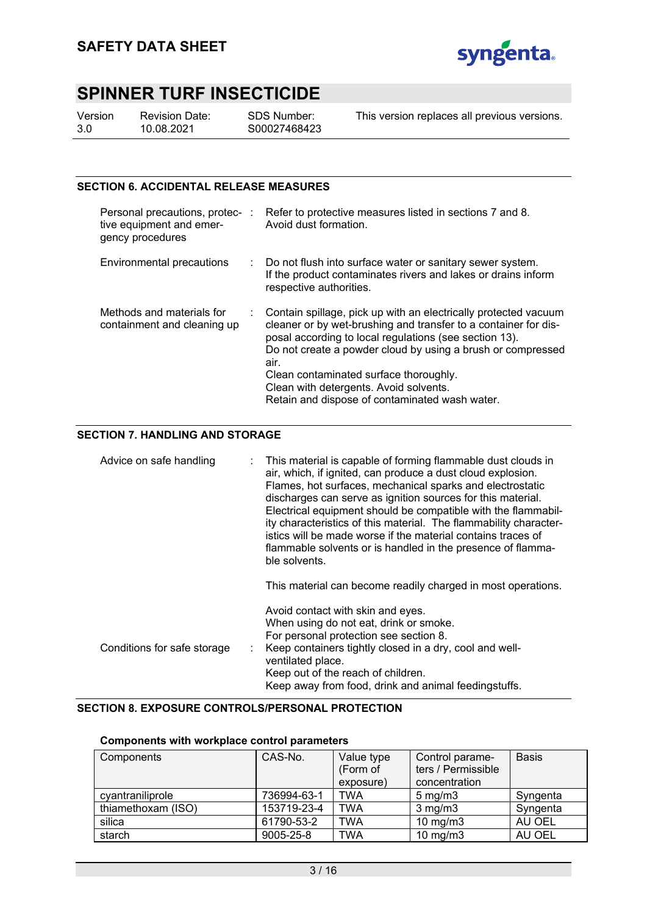## SECTION 6. ACCIDENTAL RELEASE MEASURES

Personal precautions, protective equipment and emergency procedures : Refer to protective measures listed in sections 7 and 8. Avoid dust formation.

Environmental precautions : Do not flush into surface water or sanitary sewer system. If the product contaminates rivers and lakes or drains inform respective authorities.

Methods and materials for containment and cleaning up : Contain spillage, pick up with an electrically protected vacuum cleaner or by wet-brushing and transfer to a container for disposal according to local regulations (see section 13).
Do not create a powder cloud by using a brush or compressed air.
Clean contaminated surface thoroughly.
Clean with detergents. Avoid solvents.
Retain and dispose of contaminated wash water.

## SECTION 7. HANDLING AND STORAGE

Advice on safe handling : This material is capable of forming flammable dust clouds in air, which, if ignited, can produce a dust cloud explosion. Flames, hot surfaces, mechanical sparks and electrostatic discharges can serve as ignition sources for this material. Electrical equipment should be compatible with the flammability characteristics of this material. The flammability characteristics will be made worse if the material contains traces of flammable solvents or is handled in the presence of flammable solvents.

This material can become readily charged in most operations.

Avoid contact with skin and eyes.
When using do not eat, drink or smoke.
For personal protection see section 8.

Conditions for safe storage : Keep containers tightly closed in a dry, cool and well-ventilated place.
Keep out of the reach of children.
Keep away from food, drink and animal feedingstuffs.

## SECTION 8. EXPOSURE CONTROLS/PERSONAL PROTECTION

**Components with workplace control parameters**

| Components | CAS-No. | Value type (Form of exposure) | Control parameters / Permissible concentration | Basis |
|---|---|---|---|---|
| cyantraniliprole | 736994-63-1 | TWA | 5 mg/m3 | Syngenta |
| thiamethoxam (ISO) | 153719-23-4 | TWA | 3 mg/m3 | Syngenta |
| silica | 61790-53-2 | TWA | 10 mg/m3 | AU OEL |
| starch | 9005-25-8 | TWA | 10 mg/m3 | AU OEL |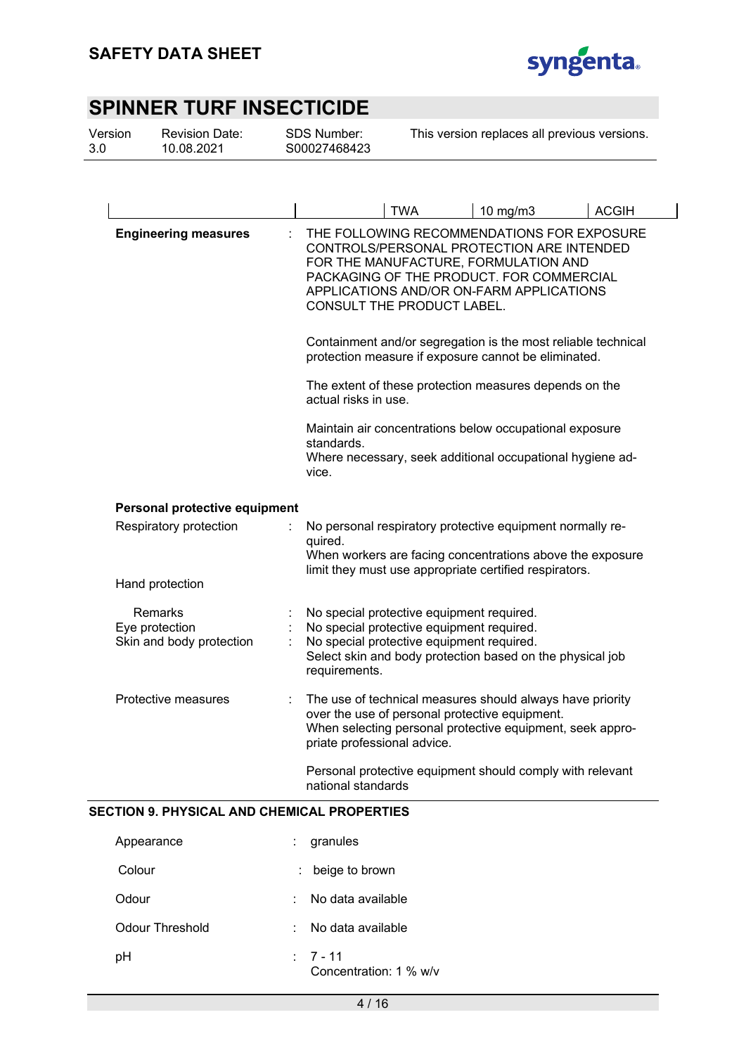| | | TWA | 10 mg/m3 | ACGIH |
|---|---|---|---|---|

**Engineering measures** : THE FOLLOWING RECOMMENDATIONS FOR EXPOSURE CONTROLS/PERSONAL PROTECTION ARE INTENDED FOR THE MANUFACTURE, FORMULATION AND PACKAGING OF THE PRODUCT. FOR COMMERCIAL APPLICATIONS AND/OR ON-FARM APPLICATIONS CONSULT THE PRODUCT LABEL.

Containment and/or segregation is the most reliable technical protection measure if exposure cannot be eliminated.

The extent of these protection measures depends on the actual risks in use.

Maintain air concentrations below occupational exposure standards.
Where necessary, seek additional occupational hygiene advice.

**Personal protective equipment**

Respiratory protection : No personal respiratory protective equipment normally required.
When workers are facing concentrations above the exposure limit they must use appropriate certified respirators.

Hand protection

Remarks : No special protective equipment required.

Eye protection : No special protective equipment required.

Skin and body protection : No special protective equipment required.
Select skin and body protection based on the physical job requirements.

Protective measures : The use of technical measures should always have priority over the use of personal protective equipment.
When selecting personal protective equipment, seek appropriate professional advice.

Personal protective equipment should comply with relevant national standards

## SECTION 9. PHYSICAL AND CHEMICAL PROPERTIES

Appearance : granules

Colour : beige to brown

Odour : No data available

Odour Threshold : No data available

pH : 7 - 11
Concentration: 1 % w/v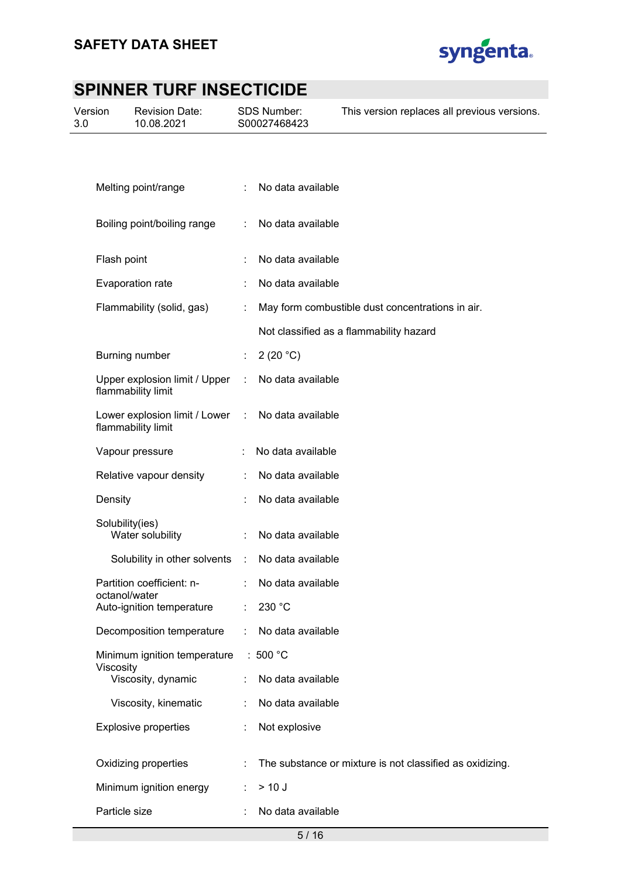| | | |
|---|---|---|
| Melting point/range | : | No data available |
| Boiling point/boiling range | : | No data available |
| Flash point | : | No data available |
| Evaporation rate | : | No data available |
| Flammability (solid, gas) | : | May form combustible dust concentrations in air. |
| | | Not classified as a flammability hazard |
| Burning number | : | 2 (20 °C) |
| Upper explosion limit / Upper flammability limit | : | No data available |
| Lower explosion limit / Lower flammability limit | : | No data available |
| Vapour pressure | : | No data available |
| Relative vapour density | : | No data available |
| Density | : | No data available |
| Solubility(ies) | | |
| Water solubility | : | No data available |
| Solubility in other solvents | : | No data available |
| Partition coefficient: n-octanol/water | : | No data available |
| Auto-ignition temperature | : | 230 °C |
| Decomposition temperature | : | No data available |
| Minimum ignition temperature | : | 500 °C |
| Viscosity | | |
| Viscosity, dynamic | : | No data available |
| Viscosity, kinematic | : | No data available |
| Explosive properties | : | Not explosive |
| Oxidizing properties | : | The substance or mixture is not classified as oxidizing. |
| Minimum ignition energy | : | > 10 J |
| Particle size | : | No data available |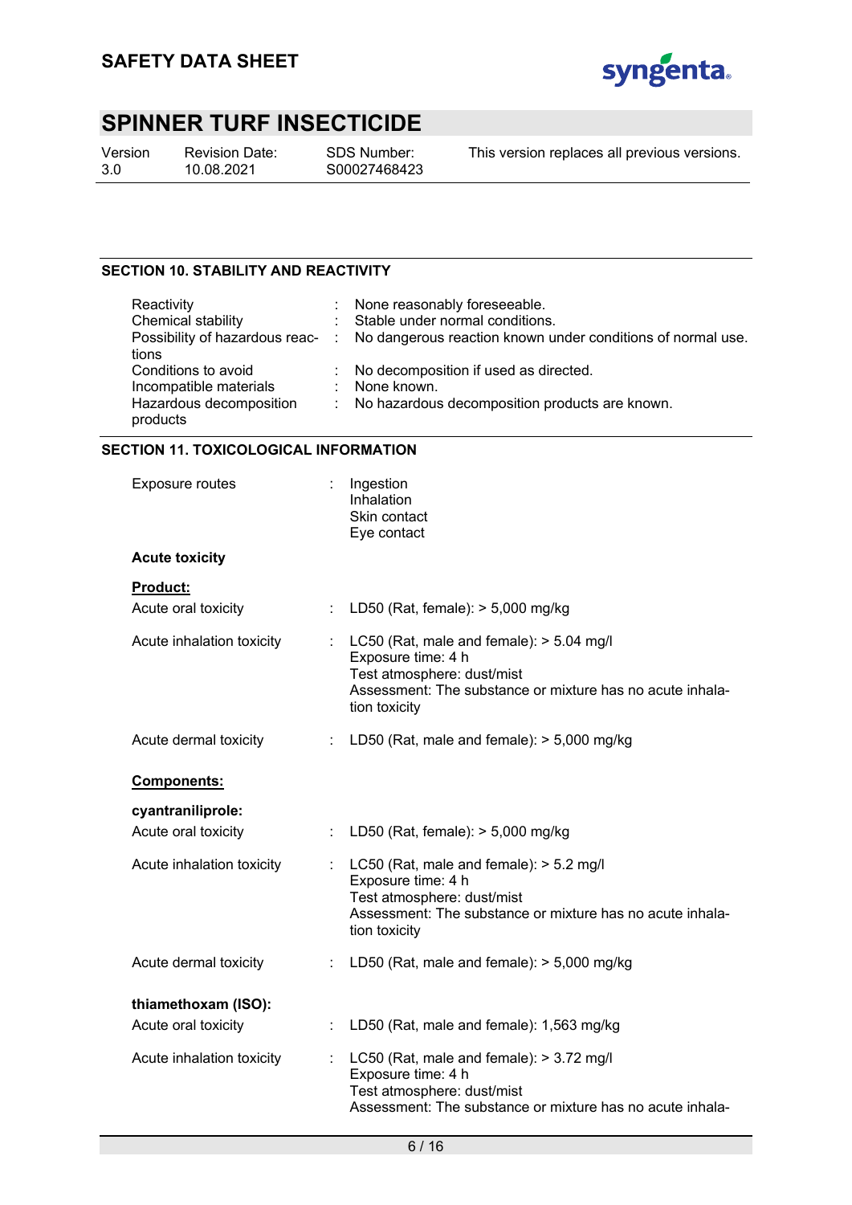## SECTION 10. STABILITY AND REACTIVITY

| | | |
|---|---|---|
| Reactivity | : | None reasonably foreseeable. |
| Chemical stability | : | Stable under normal conditions. |
| Possibility of hazardous reactions | : | No dangerous reaction known under conditions of normal use. |
| Conditions to avoid | : | No decomposition if used as directed. |
| Incompatible materials | : | None known. |
| Hazardous decomposition products | : | No hazardous decomposition products are known. |

## SECTION 11. TOXICOLOGICAL INFORMATION

Exposure routes : Ingestion
Inhalation
Skin contact
Eye contact

**Acute toxicity**

**Product:**

Acute oral toxicity : LD50 (Rat, female): > 5,000 mg/kg

Acute inhalation toxicity : LC50 (Rat, male and female): > 5.04 mg/l
Exposure time: 4 h
Test atmosphere: dust/mist
Assessment: The substance or mixture has no acute inhalation toxicity

Acute dermal toxicity : LD50 (Rat, male and female): > 5,000 mg/kg

**Components:**

**cyantraniliprole:**

Acute oral toxicity : LD50 (Rat, female): > 5,000 mg/kg

Acute inhalation toxicity : LC50 (Rat, male and female): > 5.2 mg/l
Exposure time: 4 h
Test atmosphere: dust/mist
Assessment: The substance or mixture has no acute inhalation toxicity

Acute dermal toxicity : LD50 (Rat, male and female): > 5,000 mg/kg

**thiamethoxam (ISO):**

Acute oral toxicity : LD50 (Rat, male and female): 1,563 mg/kg

Acute inhalation toxicity : LC50 (Rat, male and female): > 3.72 mg/l
Exposure time: 4 h
Test atmosphere: dust/mist
Assessment: The substance or mixture has no acute inhala-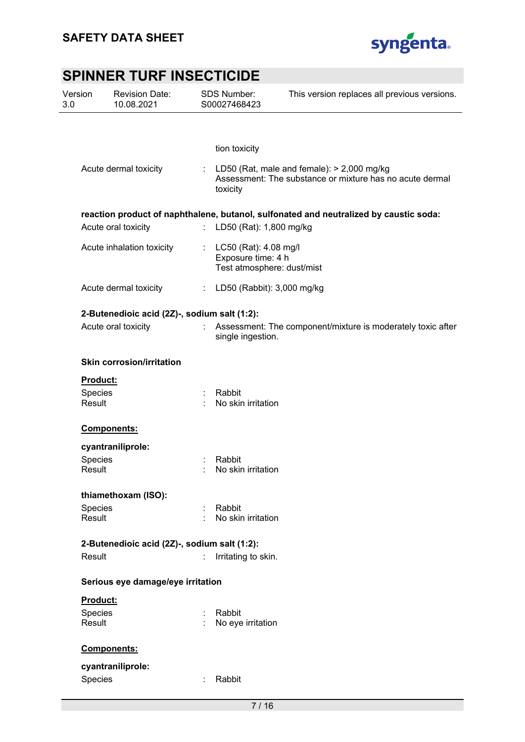tion toxicity

Acute dermal toxicity : LD50 (Rat, male and female): > 2,000 mg/kg
Assessment: The substance or mixture has no acute dermal toxicity

**reaction product of naphthalene, butanol, sulfonated and neutralized by caustic soda:**

Acute oral toxicity : LD50 (Rat): 1,800 mg/kg

Acute inhalation toxicity : LC50 (Rat): 4.08 mg/l
Exposure time: 4 h
Test atmosphere: dust/mist

Acute dermal toxicity : LD50 (Rabbit): 3,000 mg/kg

**2-Butenedioic acid (2Z)-, sodium salt (1:2):**

Acute oral toxicity : Assessment: The component/mixture is moderately toxic after single ingestion.

**Skin corrosion/irritation**

**Product:**

Species : Rabbit
Result : No skin irritation

**Components:**

**cyantraniliprole:**

Species : Rabbit
Result : No skin irritation

**thiamethoxam (ISO):**

Species : Rabbit
Result : No skin irritation

**2-Butenedioic acid (2Z)-, sodium salt (1:2):**

Result : Irritating to skin.

**Serious eye damage/eye irritation**

**Product:**

Species : Rabbit
Result : No eye irritation

**Components:**

**cyantraniliprole:**

Species : Rabbit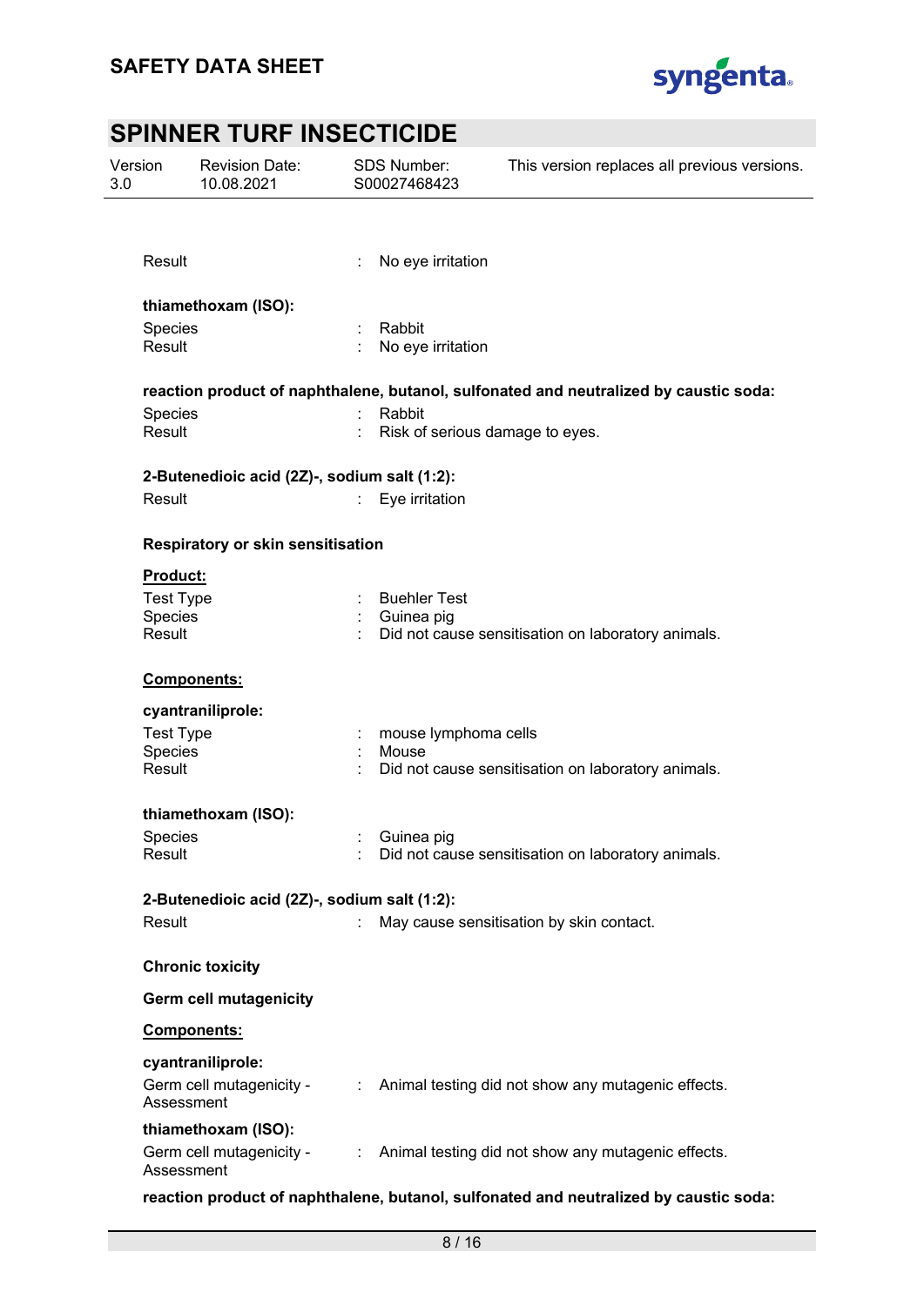Result : No eye irritation

**thiamethoxam (ISO):**

Species : Rabbit
Result : No eye irritation

**reaction product of naphthalene, butanol, sulfonated and neutralized by caustic soda:**

Species : Rabbit
Result : Risk of serious damage to eyes.

**2-Butenedioic acid (2Z)-, sodium salt (1:2):**

Result : Eye irritation

**Respiratory or skin sensitisation**

**Product:**

Test Type : Buehler Test
Species : Guinea pig
Result : Did not cause sensitisation on laboratory animals.

**Components:**

**cyantraniliprole:**

Test Type : mouse lymphoma cells
Species : Mouse
Result : Did not cause sensitisation on laboratory animals.

**thiamethoxam (ISO):**

Species : Guinea pig
Result : Did not cause sensitisation on laboratory animals.

**2-Butenedioic acid (2Z)-, sodium salt (1:2):**

Result : May cause sensitisation by skin contact.

**Chronic toxicity**

**Germ cell mutagenicity**

**Components:**

**cyantraniliprole:**

Germ cell mutagenicity - Assessment : Animal testing did not show any mutagenic effects.

**thiamethoxam (ISO):**

Germ cell mutagenicity - Assessment : Animal testing did not show any mutagenic effects.

**reaction product of naphthalene, butanol, sulfonated and neutralized by caustic soda:**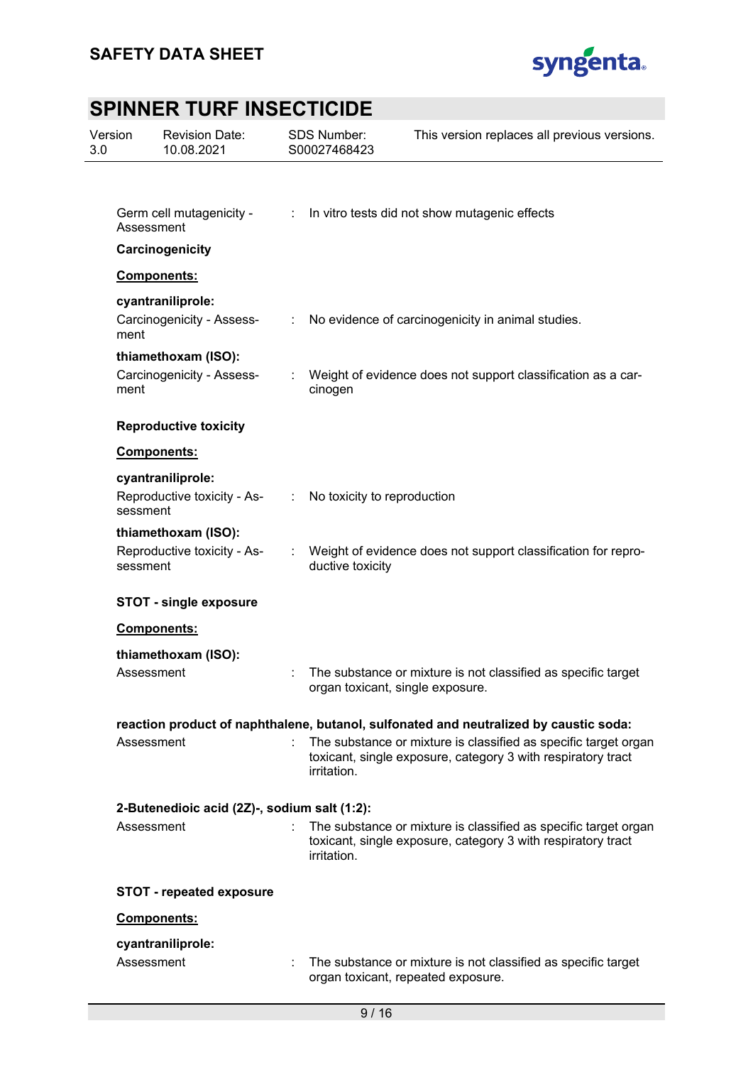Germ cell mutagenicity - Assessment : In vitro tests did not show mutagenic effects

**Carcinogenicity**

**Components:**

**cyantraniliprole:**

Carcinogenicity - Assessment : No evidence of carcinogenicity in animal studies.

**thiamethoxam (ISO):**

Carcinogenicity - Assessment : Weight of evidence does not support classification as a carcinogen

**Reproductive toxicity**

**Components:**

**cyantraniliprole:**

Reproductive toxicity - Assessment : No toxicity to reproduction

**thiamethoxam (ISO):**

Reproductive toxicity - Assessment : Weight of evidence does not support classification for reproductive toxicity

**STOT - single exposure**

**Components:**

**thiamethoxam (ISO):**

Assessment : The substance or mixture is not classified as specific target organ toxicant, single exposure.

**reaction product of naphthalene, butanol, sulfonated and neutralized by caustic soda:**

Assessment : The substance or mixture is classified as specific target organ toxicant, single exposure, category 3 with respiratory tract irritation.

**2-Butenedioic acid (2Z)-, sodium salt (1:2):**

Assessment : The substance or mixture is classified as specific target organ toxicant, single exposure, category 3 with respiratory tract irritation.

**STOT - repeated exposure**

**Components:**

**cyantraniliprole:**

Assessment : The substance or mixture is not classified as specific target organ toxicant, repeated exposure.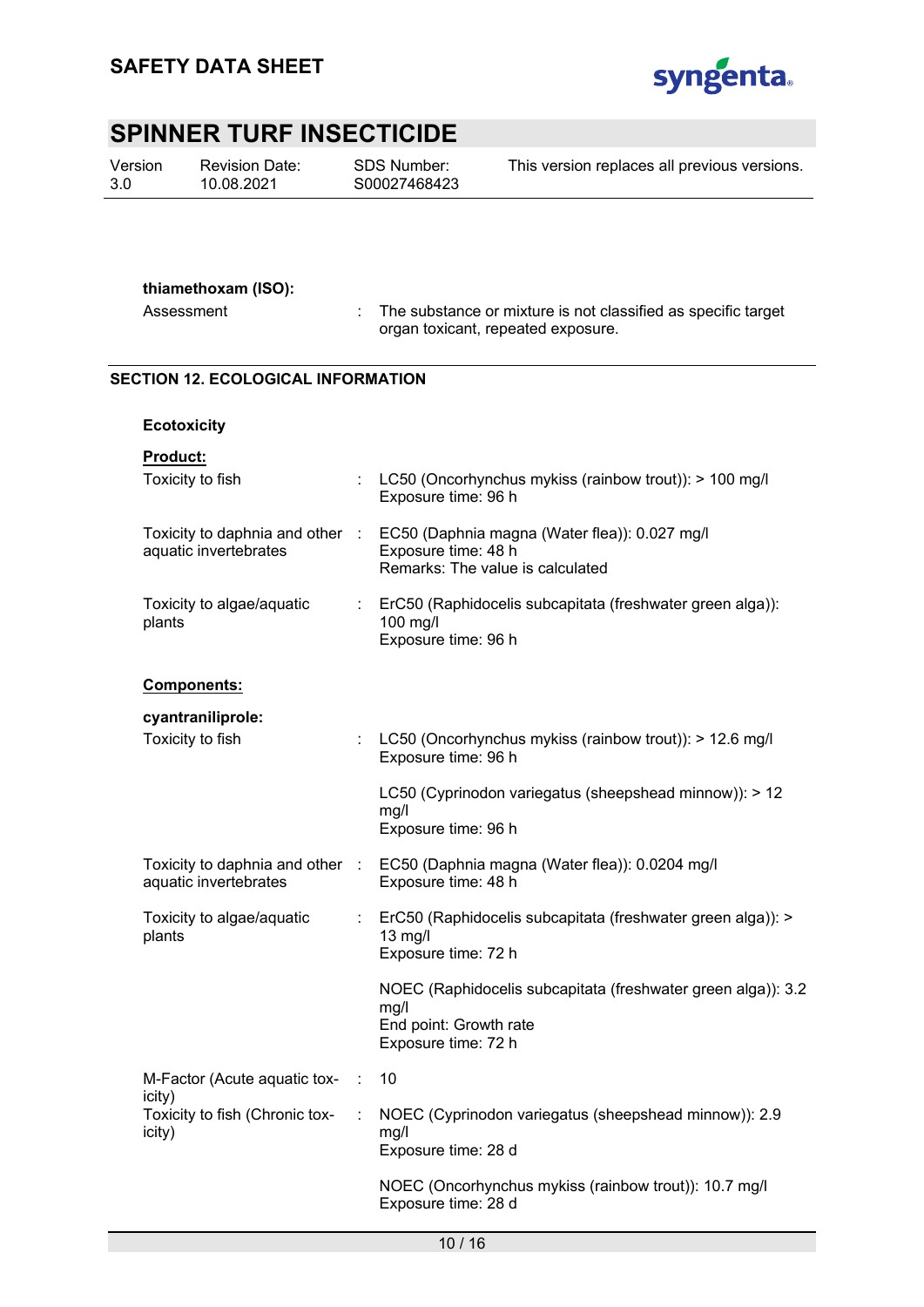**thiamethoxam (ISO):**

Assessment : The substance or mixture is not classified as specific target organ toxicant, repeated exposure.

## SECTION 12. ECOLOGICAL INFORMATION

### Ecotoxicity

**Product:**

| | | |
|---|---|---|
| Toxicity to fish | : | LC50 (Oncorhynchus mykiss (rainbow trout)): > 100 mg/l<br>Exposure time: 96 h |
| Toxicity to daphnia and other aquatic invertebrates | : | EC50 (Daphnia magna (Water flea)): 0.027 mg/l<br>Exposure time: 48 h<br>Remarks: The value is calculated |
| Toxicity to algae/aquatic plants | : | ErC50 (Raphidocelis subcapitata (freshwater green alga)): 100 mg/l<br>Exposure time: 96 h |

**Components:**

**cyantraniliprole:**

| | | |
|---|---|---|
| Toxicity to fish | : | LC50 (Oncorhynchus mykiss (rainbow trout)): > 12.6 mg/l<br>Exposure time: 96 h<br><br>LC50 (Cyprinodon variegatus (sheepshead minnow)): > 12 mg/l<br>Exposure time: 96 h |
| Toxicity to daphnia and other aquatic invertebrates | : | EC50 (Daphnia magna (Water flea)): 0.0204 mg/l<br>Exposure time: 48 h |
| Toxicity to algae/aquatic plants | : | ErC50 (Raphidocelis subcapitata (freshwater green alga)): > 13 mg/l<br>Exposure time: 72 h<br><br>NOEC (Raphidocelis subcapitata (freshwater green alga)): 3.2 mg/l<br>End point: Growth rate<br>Exposure time: 72 h |
| M-Factor (Acute aquatic toxicity) | : | 10 |
| Toxicity to fish (Chronic toxicity) | : | NOEC (Cyprinodon variegatus (sheepshead minnow)): 2.9 mg/l<br>Exposure time: 28 d<br><br>NOEC (Oncorhynchus mykiss (rainbow trout)): 10.7 mg/l<br>Exposure time: 28 d |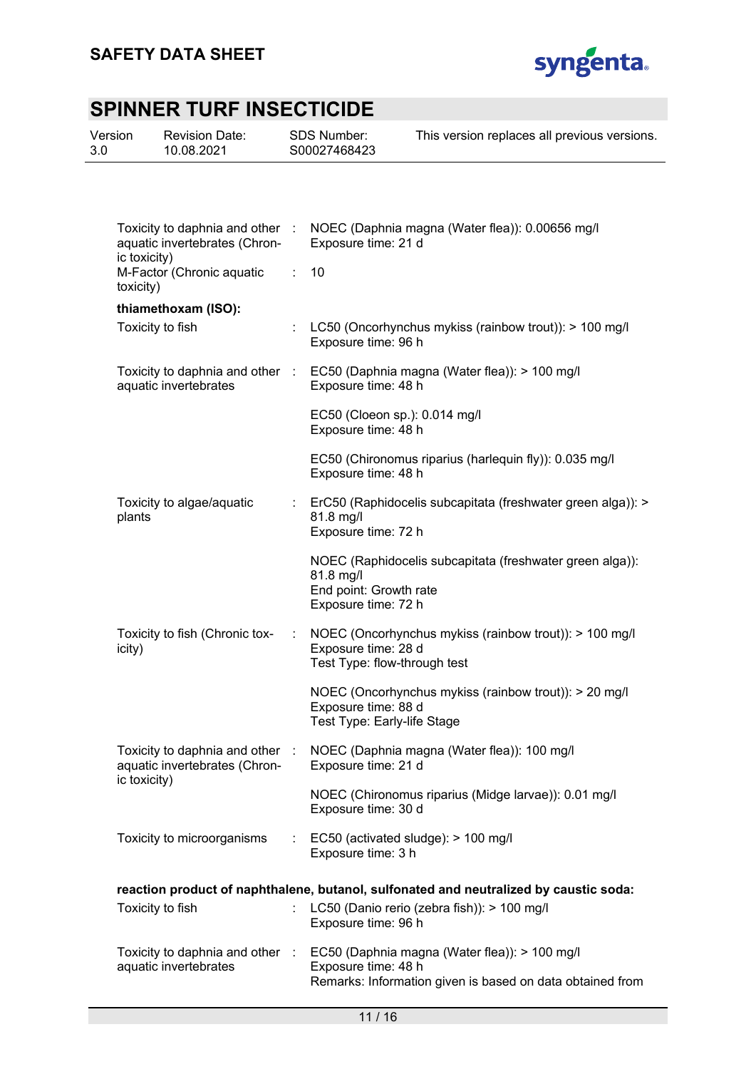| | | |
|---|---|---|
| Toxicity to daphnia and other aquatic invertebrates (Chronic toxicity) | : | NOEC (Daphnia magna (Water flea)): 0.00656 mg/l<br>Exposure time: 21 d |
| M-Factor (Chronic aquatic toxicity) | : | 10 |

**thiamethoxam (ISO):**

| | | |
|---|---|---|
| Toxicity to fish | : | LC50 (Oncorhynchus mykiss (rainbow trout)): > 100 mg/l<br>Exposure time: 96 h |
| Toxicity to daphnia and other aquatic invertebrates | : | EC50 (Daphnia magna (Water flea)): > 100 mg/l<br>Exposure time: 48 h |
| | | EC50 (Cloeon sp.): 0.014 mg/l<br>Exposure time: 48 h |
| | | EC50 (Chironomus riparius (harlequin fly)): 0.035 mg/l<br>Exposure time: 48 h |
| Toxicity to algae/aquatic plants | : | ErC50 (Raphidocelis subcapitata (freshwater green alga)): > 81.8 mg/l<br>Exposure time: 72 h |
| | | NOEC (Raphidocelis subcapitata (freshwater green alga)): 81.8 mg/l<br>End point: Growth rate<br>Exposure time: 72 h |
| Toxicity to fish (Chronic toxicity) | : | NOEC (Oncorhynchus mykiss (rainbow trout)): > 100 mg/l<br>Exposure time: 28 d<br>Test Type: flow-through test |
| | | NOEC (Oncorhynchus mykiss (rainbow trout)): > 20 mg/l<br>Exposure time: 88 d<br>Test Type: Early-life Stage |
| Toxicity to daphnia and other aquatic invertebrates (Chronic toxicity) | : | NOEC (Daphnia magna (Water flea)): 100 mg/l<br>Exposure time: 21 d |
| | | NOEC (Chironomus riparius (Midge larvae)): 0.01 mg/l<br>Exposure time: 30 d |
| Toxicity to microorganisms | : | EC50 (activated sludge): > 100 mg/l<br>Exposure time: 3 h |

**reaction product of naphthalene, butanol, sulfonated and neutralized by caustic soda:**

| | | |
|---|---|---|
| Toxicity to fish | : | LC50 (Danio rerio (zebra fish)): > 100 mg/l<br>Exposure time: 96 h |
| Toxicity to daphnia and other aquatic invertebrates | : | EC50 (Daphnia magna (Water flea)): > 100 mg/l<br>Exposure time: 48 h<br>Remarks: Information given is based on data obtained from |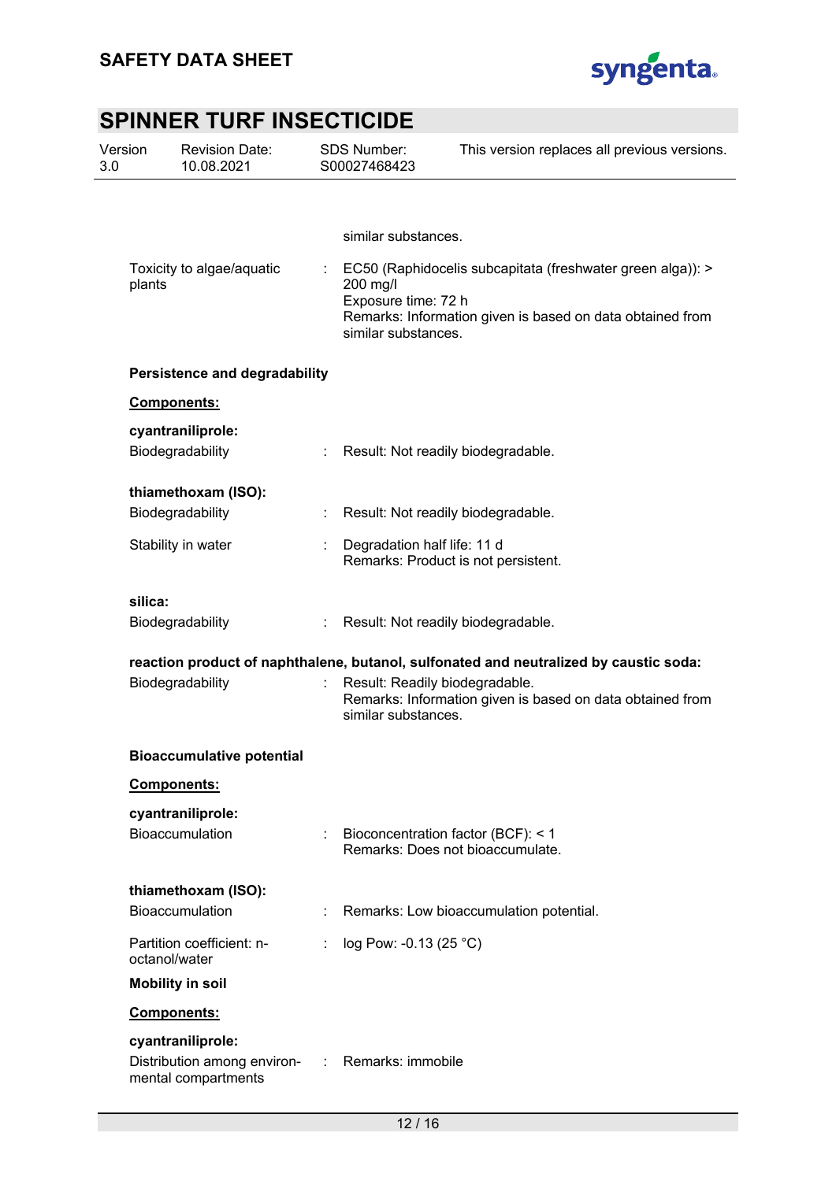similar substances.

Toxicity to algae/aquatic plants : EC50 (Raphidocelis subcapitata (freshwater green alga)): > 200 mg/l
Exposure time: 72 h
Remarks: Information given is based on data obtained from similar substances.

**Persistence and degradability**

**Components:**

**cyantraniliprole:**

Biodegradability : Result: Not readily biodegradable.

**thiamethoxam (ISO):**

Biodegradability : Result: Not readily biodegradable.

Stability in water : Degradation half life: 11 d
Remarks: Product is not persistent.

**silica:**

Biodegradability : Result: Not readily biodegradable.

**reaction product of naphthalene, butanol, sulfonated and neutralized by caustic soda:**

Biodegradability : Result: Readily biodegradable.
Remarks: Information given is based on data obtained from similar substances.

**Bioaccumulative potential**

**Components:**

**cyantraniliprole:**

Bioaccumulation : Bioconcentration factor (BCF): < 1
Remarks: Does not bioaccumulate.

**thiamethoxam (ISO):**

Bioaccumulation : Remarks: Low bioaccumulation potential.

Partition coefficient: n-octanol/water : log Pow: -0.13 (25 °C)

**Mobility in soil**

**Components:**

**cyantraniliprole:**

Distribution among environmental compartments : Remarks: immobile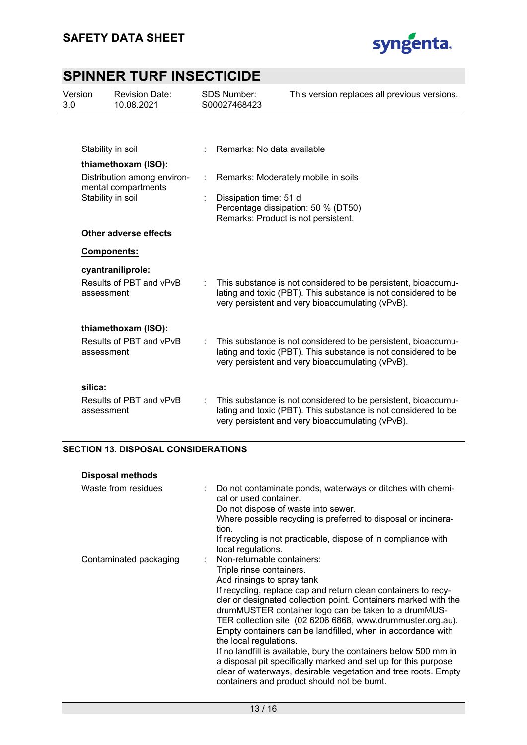Stability in soil : Remarks: No data available

**thiamethoxam (ISO):**

Distribution among environmental compartments : Remarks: Moderately mobile in soils

Stability in soil : Dissipation time: 51 d
Percentage dissipation: 50 % (DT50)
Remarks: Product is not persistent.

**Other adverse effects**

**Components:**

**cyantraniliprole:**

Results of PBT and vPvB assessment : This substance is not considered to be persistent, bioaccumulating and toxic (PBT). This substance is not considered to be very persistent and very bioaccumulating (vPvB).

**thiamethoxam (ISO):**

Results of PBT and vPvB assessment : This substance is not considered to be persistent, bioaccumulating and toxic (PBT). This substance is not considered to be very persistent and very bioaccumulating (vPvB).

**silica:**

Results of PBT and vPvB assessment : This substance is not considered to be persistent, bioaccumulating and toxic (PBT). This substance is not considered to be very persistent and very bioaccumulating (vPvB).

## SECTION 13. DISPOSAL CONSIDERATIONS

**Disposal methods**

Waste from residues : Do not contaminate ponds, waterways or ditches with chemical or used container.
Do not dispose of waste into sewer.
Where possible recycling is preferred to disposal or incineration.
If recycling is not practicable, dispose of in compliance with local regulations.

Contaminated packaging : Non-returnable containers:
Triple rinse containers.
Add rinsings to spray tank
If recycling, replace cap and return clean containers to recycler or designated collection point. Containers marked with the drumMUSTER container logo can be taken to a drumMUSTER collection site (02 6206 6868, www.drummuster.org.au).
Empty containers can be landfilled, when in accordance with the local regulations.
If no landfill is available, bury the containers below 500 mm in a disposal pit specifically marked and set up for this purpose clear of waterways, desirable vegetation and tree roots. Empty containers and product should not be burnt.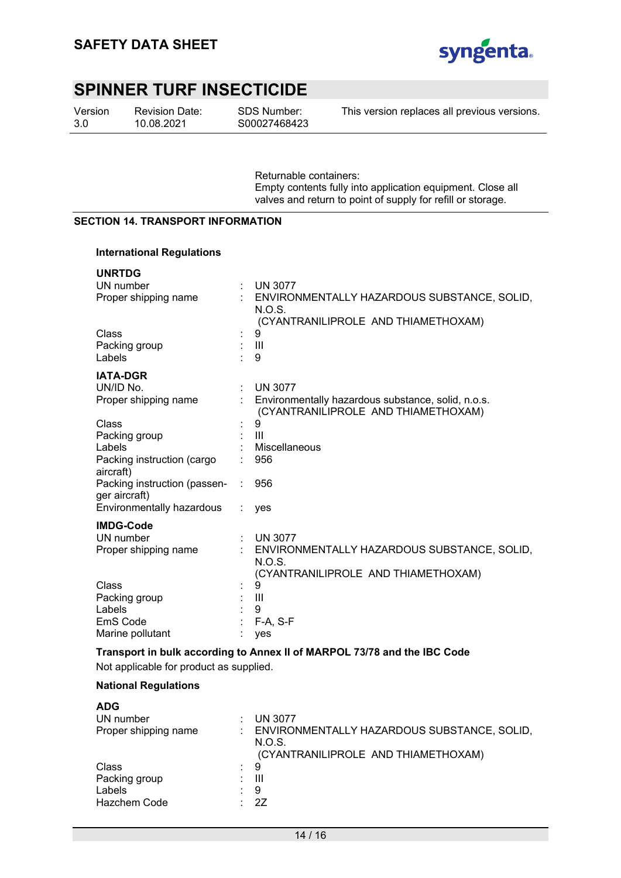Returnable containers:
Empty contents fully into application equipment. Close all valves and return to point of supply for refill or storage.

## SECTION 14. TRANSPORT INFORMATION

### International Regulations

**UNRTDG**

| | | |
|---|---|---|
| UN number | : | UN 3077 |
| Proper shipping name | : | ENVIRONMENTALLY HAZARDOUS SUBSTANCE, SOLID, N.O.S. (CYANTRANILIPROLE AND THIAMETHOXAM) |
| Class | : | 9 |
| Packing group | : | III |
| Labels | : | 9 |

**IATA-DGR**

| | | |
|---|---|---|
| UN/ID No. | : | UN 3077 |
| Proper shipping name | : | Environmentally hazardous substance, solid, n.o.s. (CYANTRANILIPROLE AND THIAMETHOXAM) |
| Class | : | 9 |
| Packing group | : | III |
| Labels | : | Miscellaneous |
| Packing instruction (cargo aircraft) | : | 956 |
| Packing instruction (passenger aircraft) | : | 956 |
| Environmentally hazardous | : | yes |

**IMDG-Code**

| | | |
|---|---|---|
| UN number | : | UN 3077 |
| Proper shipping name | : | ENVIRONMENTALLY HAZARDOUS SUBSTANCE, SOLID, N.O.S. (CYANTRANILIPROLE AND THIAMETHOXAM) |
| Class | : | 9 |
| Packing group | : | III |
| Labels | : | 9 |
| EmS Code | : | F-A, S-F |
| Marine pollutant | : | yes |

**Transport in bulk according to Annex II of MARPOL 73/78 and the IBC Code**

Not applicable for product as supplied.

### National Regulations

**ADG**

| | | |
|---|---|---|
| UN number | : | UN 3077 |
| Proper shipping name | : | ENVIRONMENTALLY HAZARDOUS SUBSTANCE, SOLID, N.O.S. (CYANTRANILIPROLE AND THIAMETHOXAM) |
| Class | : | 9 |
| Packing group | : | III |
| Labels | : | 9 |
| Hazchem Code | : | 2Z |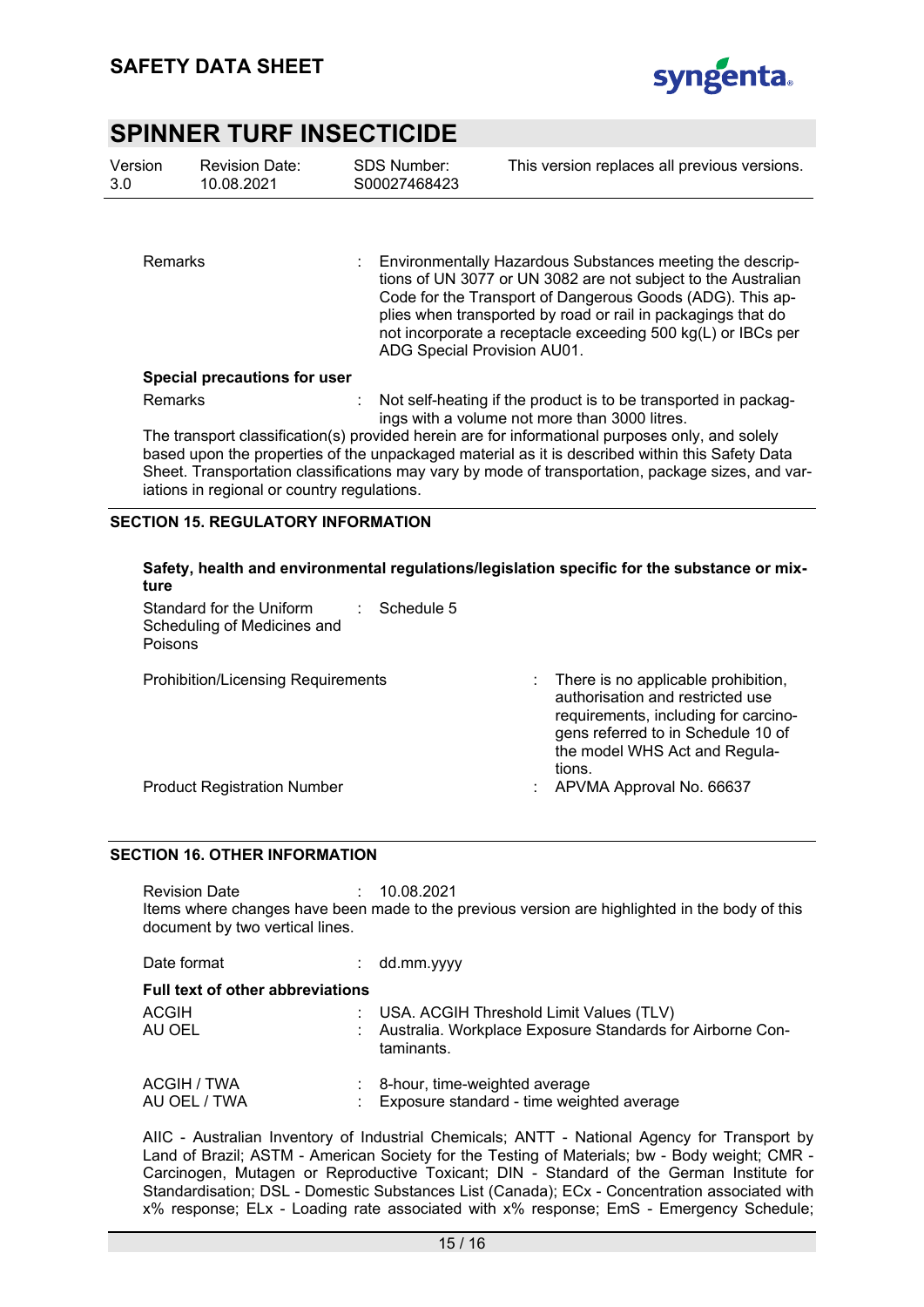| | | |
|---|---|---|
| Remarks | : | Environmentally Hazardous Substances meeting the descriptions of UN 3077 or UN 3082 are not subject to the Australian Code for the Transport of Dangerous Goods (ADG). This applies when transported by road or rail in packagings that do not incorporate a receptacle exceeding 500 kg(L) or IBCs per ADG Special Provision AU01. |

**Special precautions for user**

| | | |
|---|---|---|
| Remarks | : | Not self-heating if the product is to be transported in packagings with a volume not more than 3000 litres. |

The transport classification(s) provided herein are for informational purposes only, and solely based upon the properties of the unpackaged material as it is described within this Safety Data Sheet. Transportation classifications may vary by mode of transportation, package sizes, and variations in regional or country regulations.

## SECTION 15. REGULATORY INFORMATION

**Safety, health and environmental regulations/legislation specific for the substance or mixture**

| | | |
|---|---|---|
| Standard for the Uniform Scheduling of Medicines and Poisons | : | Schedule 5 |
| Prohibition/Licensing Requirements | : | There is no applicable prohibition, authorisation and restricted use requirements, including for carcinogens referred to in Schedule 10 of the model WHS Act and Regulations. |
| Product Registration Number | : | APVMA Approval No. 66637 |

## SECTION 16. OTHER INFORMATION

| | | |
|---|---|---|
| Revision Date | : | 10.08.2021 |

Items where changes have been made to the previous version are highlighted in the body of this document by two vertical lines.

| | | |
|---|---|---|
| Date format | : | dd.mm.yyyy |

**Full text of other abbreviations**

| | | |
|---|---|---|
| ACGIH | : | USA. ACGIH Threshold Limit Values (TLV) |
| AU OEL | : | Australia. Workplace Exposure Standards for Airborne Contaminants. |
| ACGIH / TWA | : | 8-hour, time-weighted average |
| AU OEL / TWA | : | Exposure standard - time weighted average |

AIIC - Australian Inventory of Industrial Chemicals; ANTT - National Agency for Transport by Land of Brazil; ASTM - American Society for the Testing of Materials; bw - Body weight; CMR - Carcinogen, Mutagen or Reproductive Toxicant; DIN - Standard of the German Institute for Standardisation; DSL - Domestic Substances List (Canada); ECx - Concentration associated with x% response; ELx - Loading rate associated with x% response; EmS - Emergency Schedule;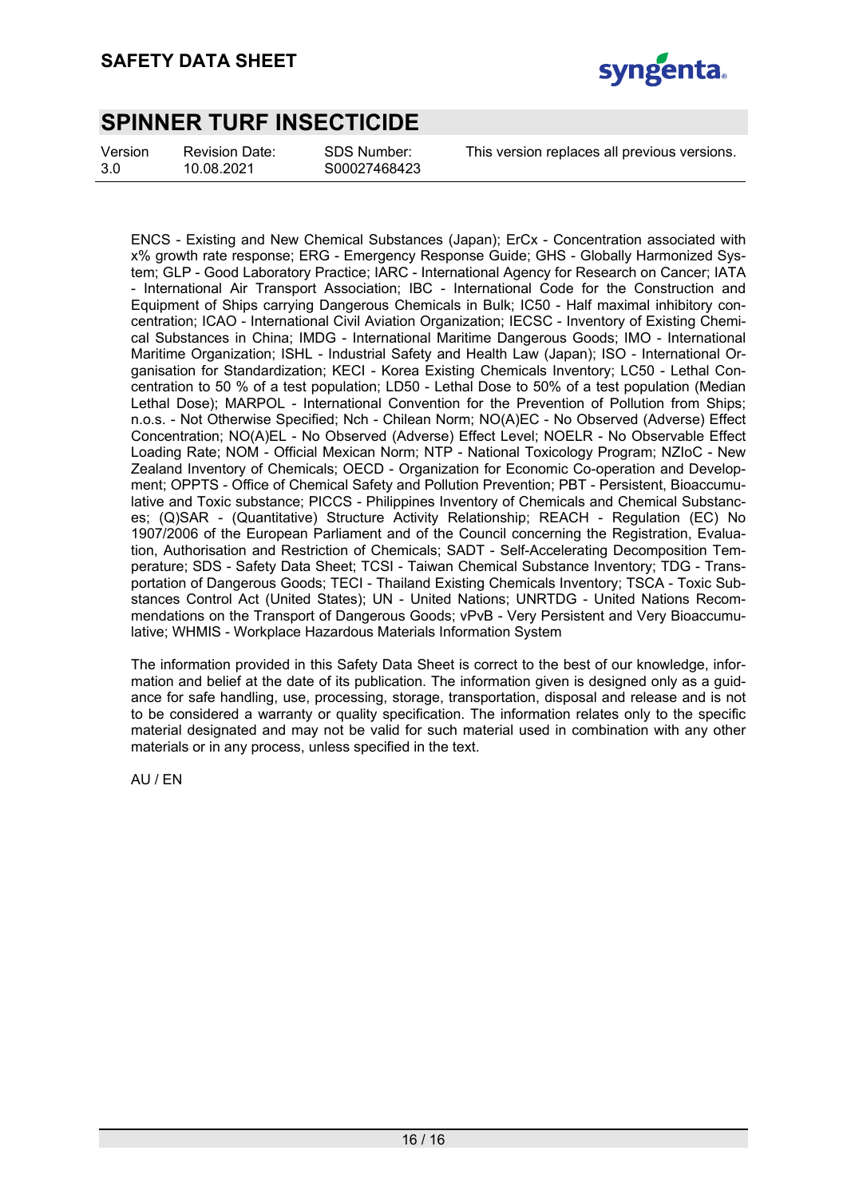ENCS - Existing and New Chemical Substances (Japan); ErCx - Concentration associated with x% growth rate response; ERG - Emergency Response Guide; GHS - Globally Harmonized System; GLP - Good Laboratory Practice; IARC - International Agency for Research on Cancer; IATA - International Air Transport Association; IBC - International Code for the Construction and Equipment of Ships carrying Dangerous Chemicals in Bulk; IC50 - Half maximal inhibitory concentration; ICAO - International Civil Aviation Organization; IECSC - Inventory of Existing Chemical Substances in China; IMDG - International Maritime Dangerous Goods; IMO - International Maritime Organization; ISHL - Industrial Safety and Health Law (Japan); ISO - International Organisation for Standardization; KECI - Korea Existing Chemicals Inventory; LC50 - Lethal Concentration to 50 % of a test population; LD50 - Lethal Dose to 50% of a test population (Median Lethal Dose); MARPOL - International Convention for the Prevention of Pollution from Ships; n.o.s. - Not Otherwise Specified; Nch - Chilean Norm; NO(A)EC - No Observed (Adverse) Effect Concentration; NO(A)EL - No Observed (Adverse) Effect Level; NOELR - No Observable Effect Loading Rate; NOM - Official Mexican Norm; NTP - National Toxicology Program; NZIoC - New Zealand Inventory of Chemicals; OECD - Organization for Economic Co-operation and Development; OPPTS - Office of Chemical Safety and Pollution Prevention; PBT - Persistent, Bioaccumulative and Toxic substance; PICCS - Philippines Inventory of Chemicals and Chemical Substances; (Q)SAR - (Quantitative) Structure Activity Relationship; REACH - Regulation (EC) No 1907/2006 of the European Parliament and of the Council concerning the Registration, Evaluation, Authorisation and Restriction of Chemicals; SADT - Self-Accelerating Decomposition Temperature; SDS - Safety Data Sheet; TCSI - Taiwan Chemical Substance Inventory; TDG - Transportation of Dangerous Goods; TECI - Thailand Existing Chemicals Inventory; TSCA - Toxic Substances Control Act (United States); UN - United Nations; UNRTDG - United Nations Recommendations on the Transport of Dangerous Goods; vPvB - Very Persistent and Very Bioaccumulative; WHMIS - Workplace Hazardous Materials Information System

The information provided in this Safety Data Sheet is correct to the best of our knowledge, information and belief at the date of its publication. The information given is designed only as a guidance for safe handling, use, processing, storage, transportation, disposal and release and is not to be considered a warranty or quality specification. The information relates only to the specific material designated and may not be valid for such material used in combination with any other materials or in any process, unless specified in the text.

AU / EN